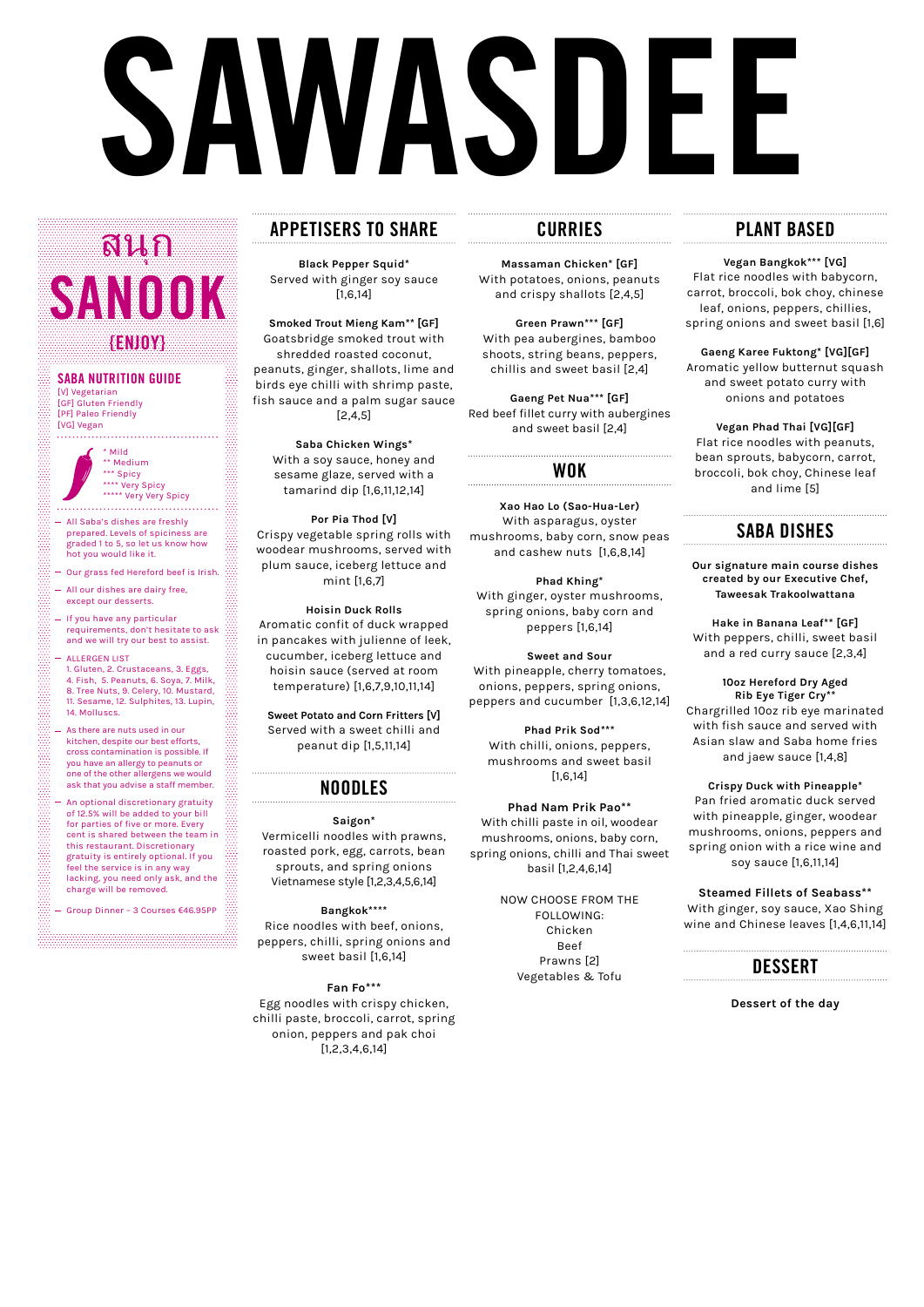# SAWASDEE

## สนุก SANOOK (ENJOY)

### SABA NUTRITION GUIDE

[V] Vegetarian
[GF] Gluten Friendly
[PF] Paleo Friendly
[VG] Vegan

* Mild
** Medium
*** Spicy
**** Very Spicy
***** Very Very Spicy

- All Saba's dishes are freshly prepared. Levels of spiciness are graded 1 to 5, so let us know how hot you would like it.
- Our grass fed Hereford beef is Irish.
- All our dishes are dairy free, except our desserts.
- If you have any particular requirements, don't hesitate to ask and we will try our best to assist.
- ALLERGEN LIST
  1. Gluten, 2. Crustaceans, 3. Eggs, 4. Fish, 5. Peanuts, 6. Soya, 7. Milk, 8. Tree Nuts, 9. Celery, 10. Mustard, 11. Sesame, 12. Sulphites, 13. Lupin, 14. Molluscs.
- As there are nuts used in our kitchen, despite our best efforts, cross contamination is possible. If you have an allergy to peanuts or one of the other allergens we would ask that you advise a staff member.
- An optional discretionary gratuity of 12.5% will be added to your bill for parties of five or more. Every cent is shared between the team in this restaurant. Discretionary gratuity is entirely optional. If you feel the service is in any way lacking, you need only ask, and the charge will be removed.
- Group Dinner - 3 Courses €46.95PP

## APPETISERS TO SHARE

**Black Pepper Squid***
Served with ginger soy sauce
[1,6,14]

**Smoked Trout Mieng Kam** [GF]**
Goatsbridge smoked trout with shredded roasted coconut, peanuts, ginger, shallots, lime and birds eye chilli with shrimp paste, fish sauce and a palm sugar sauce
[2,4,5]

**Saba Chicken Wings***
With a soy sauce, honey and sesame glaze, served with a tamarind dip [1,6,11,12,14]

**Por Pia Thod [V]**
Crispy vegetable spring rolls with woodear mushrooms, served with plum sauce, iceberg lettuce and mint [1,6,7]

**Hoisin Duck Rolls**
Aromatic confit of duck wrapped in pancakes with julienne of leek, cucumber, iceberg lettuce and hoisin sauce (served at room temperature) [1,6,7,9,10,11,14]

**Sweet Potato and Corn Fritters [V]**
Served with a sweet chilli and peanut dip [1,5,11,14]

## NOODLES

**Saigon***
Vermicelli noodles with prawns, roasted pork, egg, carrots, bean sprouts, and spring onions Vietnamese style [1,2,3,4,5,6,14]

**Bangkok******
Rice noodles with beef, onions, peppers, chilli, spring onions and sweet basil [1,6,14]

**Fan Fo*****
Egg noodles with crispy chicken, chilli paste, broccoli, carrot, spring onion, peppers and pak choi
[1,2,3,4,6,14]

## CURRIES

**Massaman Chicken* [GF]**
With potatoes, onions, peanuts and crispy shallots [2,4,5]

**Green Prawn*** [GF]**
With pea aubergines, bamboo shoots, string beans, peppers, chillis and sweet basil [2,4]

**Gaeng Pet Nua*** [GF]**
Red beef fillet curry with aubergines and sweet basil [2,4]

## WOK

**Xao Hao Lo (Sao-Hua-Ler)**
With asparagus, oyster mushrooms, baby corn, snow peas and cashew nuts [1,6,8,14]

**Phad Khing***
With ginger, oyster mushrooms, spring onions, baby corn and peppers [1,6,14]

**Sweet and Sour**
With pineapple, cherry tomatoes, onions, peppers, spring onions, peppers and cucumber [1,3,6,12,14]

**Phad Prik Sod*****
With chilli, onions, peppers, mushrooms and sweet basil
[1,6,14]

**Phad Nam Prik Pao****
With chilli paste in oil, woodear mushrooms, onions, baby corn, spring onions, chilli and Thai sweet basil [1,2,4,6,14]

NOW CHOOSE FROM THE FOLLOWING:
Chicken
Beef
Prawns [2]
Vegetables & Tofu

## PLANT BASED

**Vegan Bangkok*** [VG]**
Flat rice noodles with babycorn, carrot, broccoli, bok choy, chinese leaf, onions, peppers, chillies, spring onions and sweet basil [1,6]

**Gaeng Karee Fuktong* [VG][GF]**
Aromatic yellow butternut squash and sweet potato curry with onions and potatoes

**Vegan Phad Thai [VG][GF]**
Flat rice noodles with peanuts, bean sprouts, babycorn, carrot, broccoli, bok choy, Chinese leaf and lime [5]

## SABA DISHES

**Our signature main course dishes created by our Executive Chef, Taweesak Trakoolwattana**

**Hake in Banana Leaf** [GF]**
With peppers, chilli, sweet basil and a red curry sauce [2,3,4]

**10oz Hereford Dry Aged Rib Eye Tiger Cry****
Chargrilled 10oz rib eye marinated with fish sauce and served with Asian slaw and Saba home fries and jaew sauce [1,4,8]

**Crispy Duck with Pineapple***
Pan fried aromatic duck served with pineapple, ginger, woodear mushrooms, onions, peppers and spring onion with a rice wine and soy sauce [1,6,11,14]

**Steamed Fillets of Seabass****
With ginger, soy sauce, Xao Shing wine and Chinese leaves [1,4,6,11,14]

## DESSERT

**Dessert of the day**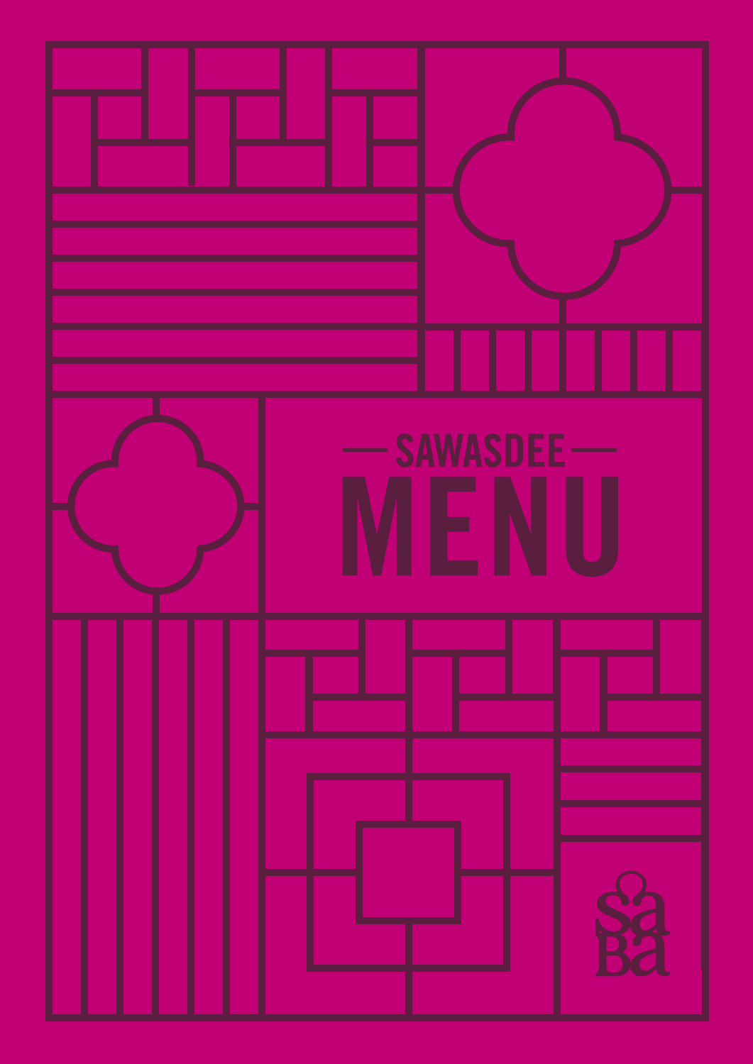SAWASDEE

# MENU

saba